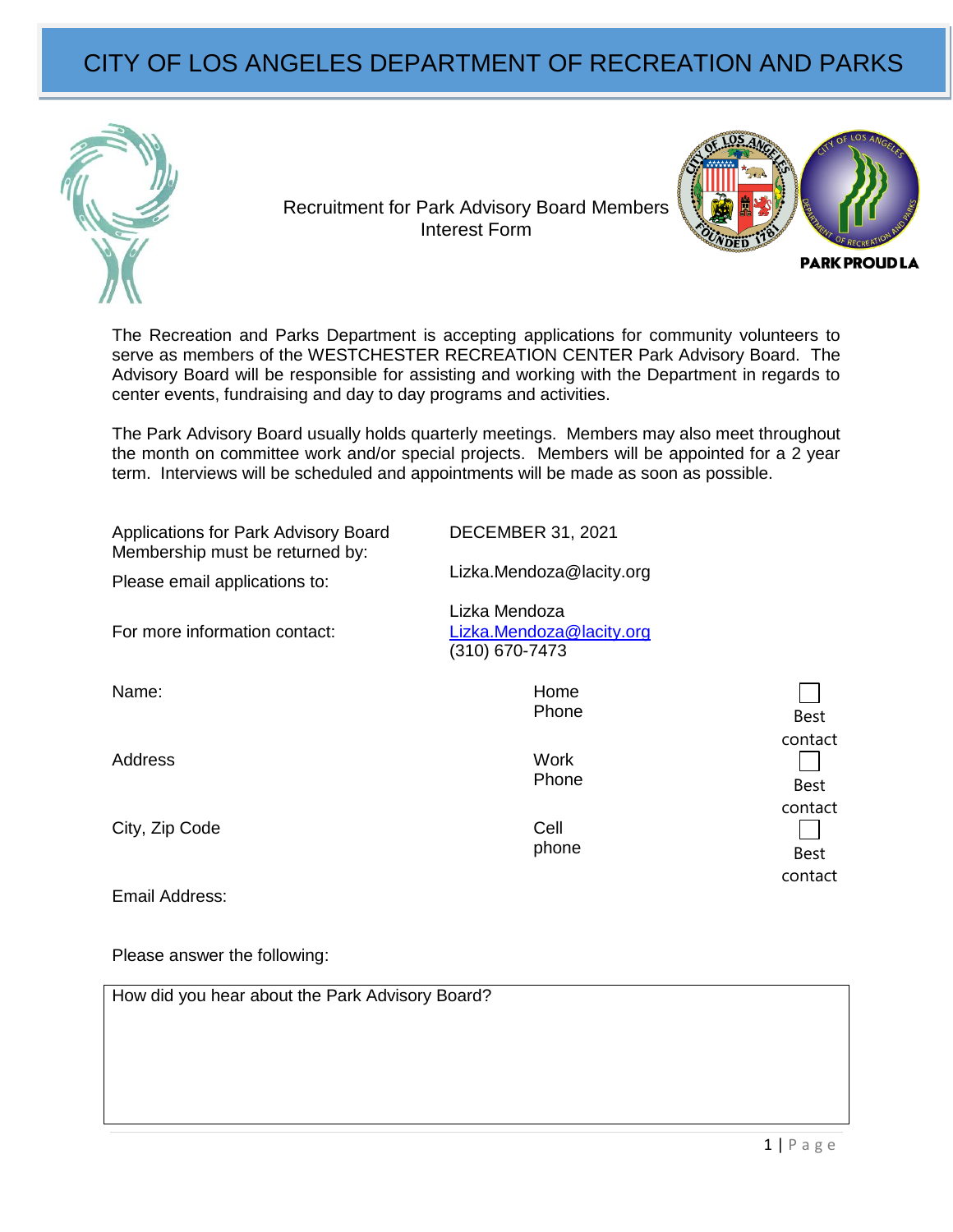# CITY OF LOS ANGELES DEPARTMENT OF RECREATION AND PARKS

Recruitment for Park Advisory Board Members
Interest Form

PARK PROUD LA

The Recreation and Parks Department is accepting applications for community volunteers to serve as members of the WESTCHESTER RECREATION CENTER Park Advisory Board. The Advisory Board will be responsible for assisting and working with the Department in regards to center events, fundraising and day to day programs and activities.

The Park Advisory Board usually holds quarterly meetings. Members may also meet throughout the month on committee work and/or special projects. Members will be appointed for a 2 year term. Interviews will be scheduled and appointments will be made as soon as possible.

| | |
|---|---|
| Applications for Park Advisory Board Membership must be returned by: | DECEMBER 31, 2021 |
| Please email applications to: | Lizka.Mendoza@lacity.org |
| For more information contact: | Lizka Mendoza<br>Lizka.Mendoza@lacity.org<br>(310) 670-7473 |

| | | |
|---|---|---|
| Name: | Home Phone | ☐ Best contact |
| Address | Work Phone | ☐ Best contact |
| City, Zip Code | Cell phone | ☐ Best contact |
| Email Address: | | |

Please answer the following:

| How did you hear about the Park Advisory Board? |
|---|
| |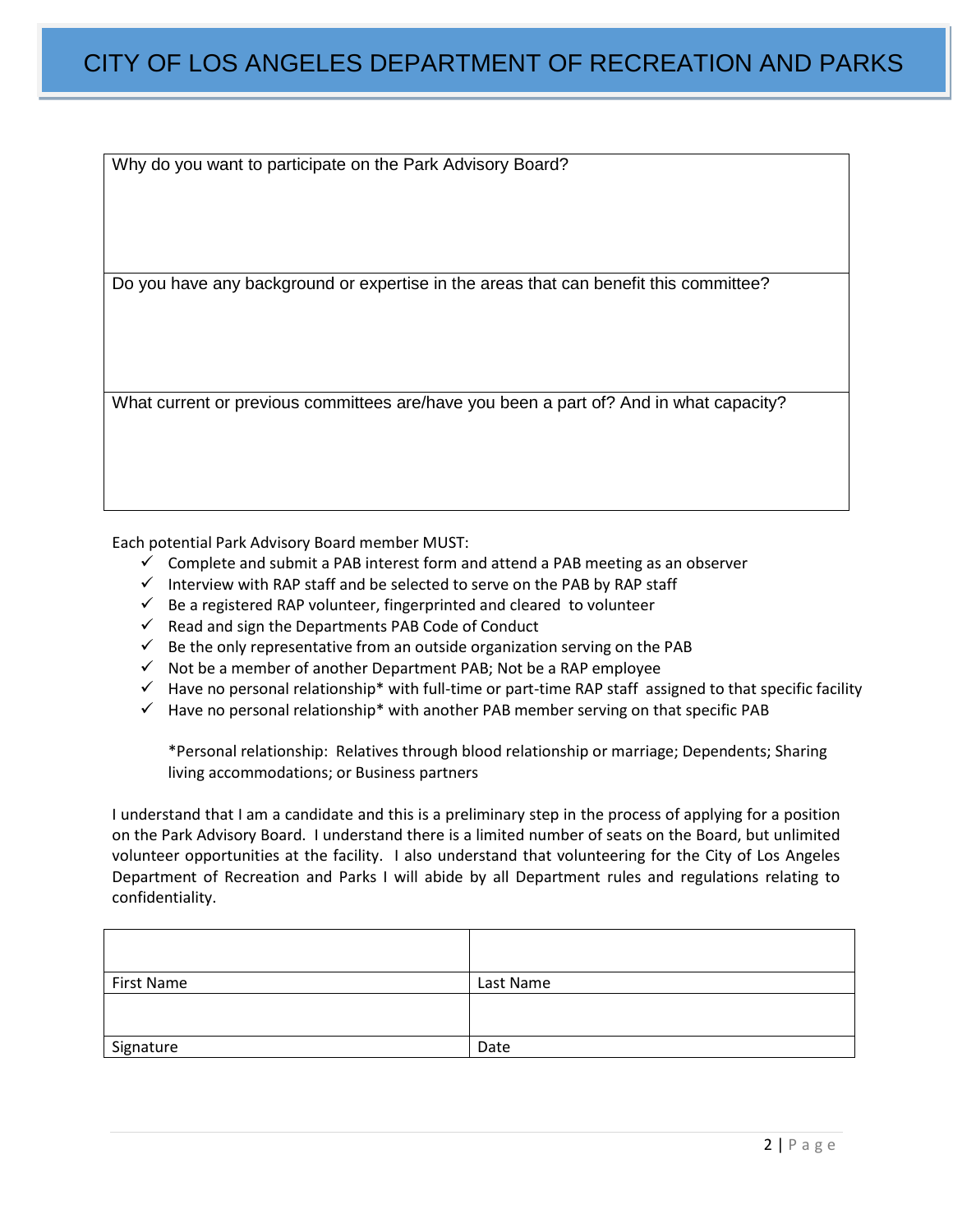# CITY OF LOS ANGELES DEPARTMENT OF RECREATION AND PARKS

| |
|---|
| Why do you want to participate on the Park Advisory Board? |
| Do you have any background or expertise in the areas that can benefit this committee? |
| What current or previous committees are/have you been a part of? And in what capacity? |

Each potential Park Advisory Board member MUST:

- ✓ Complete and submit a PAB interest form and attend a PAB meeting as an observer
- ✓ Interview with RAP staff and be selected to serve on the PAB by RAP staff
- ✓ Be a registered RAP volunteer, fingerprinted and cleared to volunteer
- ✓ Read and sign the Departments PAB Code of Conduct
- ✓ Be the only representative from an outside organization serving on the PAB
- ✓ Not be a member of another Department PAB; Not be a RAP employee
- ✓ Have no personal relationship* with full-time or part-time RAP staff assigned to that specific facility
- ✓ Have no personal relationship* with another PAB member serving on that specific PAB

*Personal relationship: Relatives through blood relationship or marriage; Dependents; Sharing living accommodations; or Business partners

I understand that I am a candidate and this is a preliminary step in the process of applying for a position on the Park Advisory Board. I understand there is a limited number of seats on the Board, but unlimited volunteer opportunities at the facility. I also understand that volunteering for the City of Los Angeles Department of Recreation and Parks I will abide by all Department rules and regulations relating to confidentiality.

| | |
|---|---|
| | |
| First Name | Last Name |
| | |
| Signature | Date |